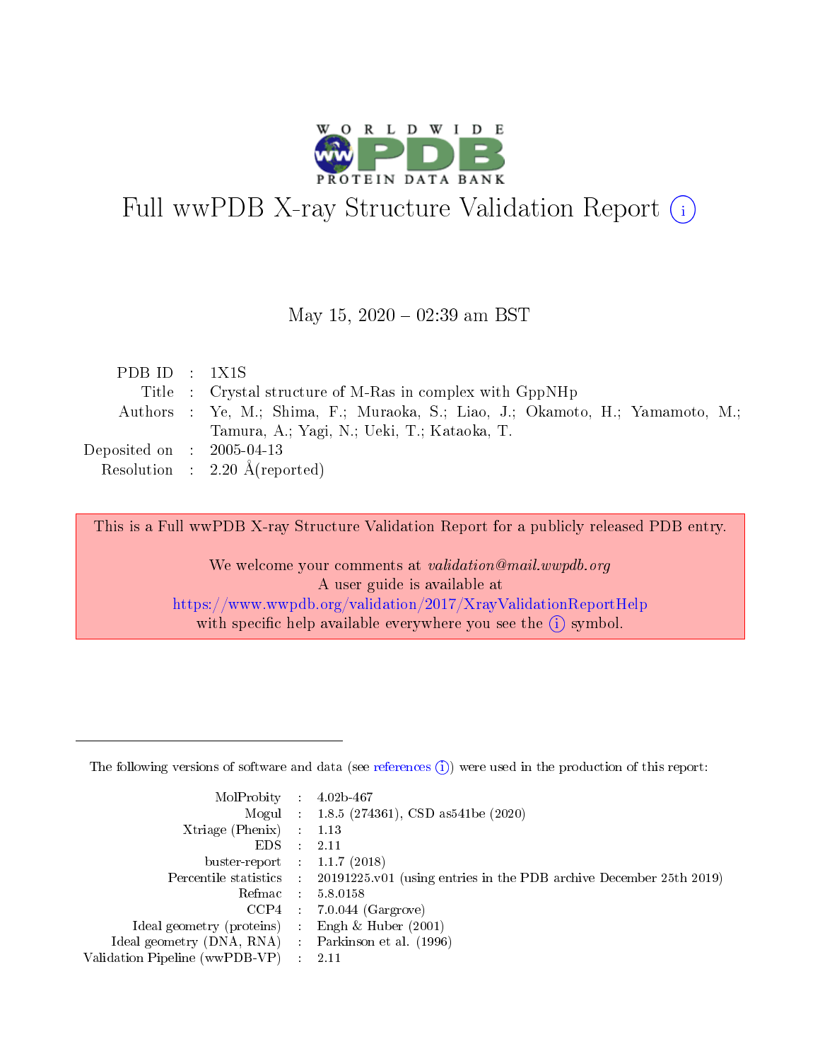# Full wwPDB X-ray Structure Validation Report (i)

May 15, 2020 – 02:39 am BST

| | | |
|---|---|---|
| PDB ID | : | 1X1S |
| Title | : | Crystal structure of M-Ras in complex with GppNHp |
| Authors | : | Ye, M.; Shima, F.; Muraoka, S.; Liao, J.; Okamoto, H.; Yamamoto, M.; Tamura, A.; Yagi, N.; Ueki, T.; Kataoka, T. |
| Deposited on | : | 2005-04-13 |
| Resolution | : | 2.20 Å(reported) |

This is a Full wwPDB X-ray Structure Validation Report for a publicly released PDB entry.

We welcome your comments at *validation@mail.wwpdb.org*
A user guide is available at
https://www.wwpdb.org/validation/2017/XrayValidationReportHelp
with specific help available everywhere you see the (i) symbol.

The following versions of software and data (see references (i)) were used in the production of this report:

| | | |
|---|---|---|
| MolProbity | : | 4.02b-467 |
| Mogul | : | 1.8.5 (274361), CSD as541be (2020) |
| Xtriage (Phenix) | : | 1.13 |
| EDS | : | 2.11 |
| buster-report | : | 1.1.7 (2018) |
| Percentile statistics | : | 20191225.v01 (using entries in the PDB archive December 25th 2019) |
| Refmac | : | 5.8.0158 |
| CCP4 | : | 7.0.044 (Gargrove) |
| Ideal geometry (proteins) | : | Engh & Huber (2001) |
| Ideal geometry (DNA, RNA) | : | Parkinson et al. (1996) |
| Validation Pipeline (wwPDB-VP) | : | 2.11 |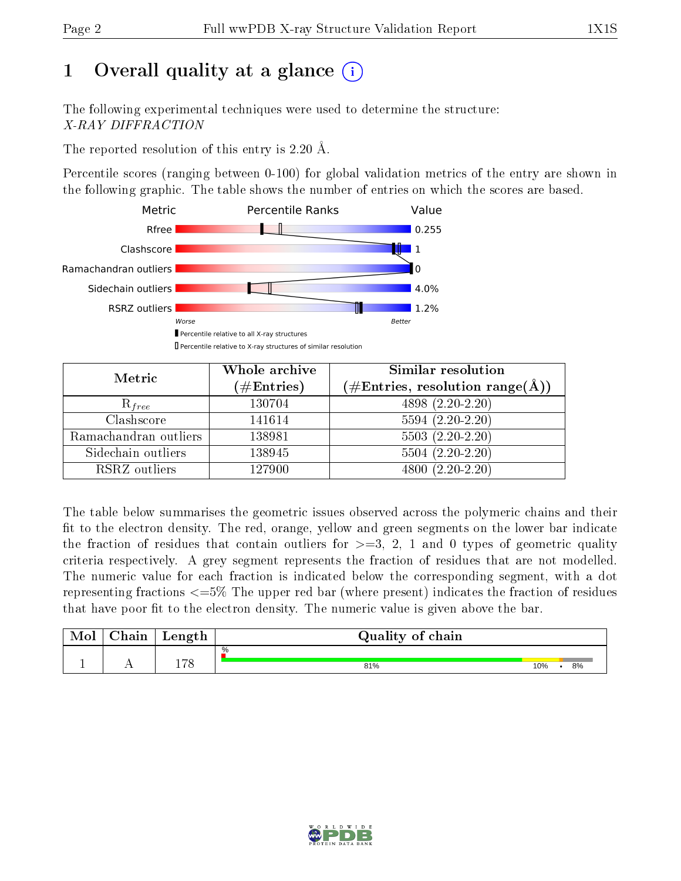# 1 Overall quality at a glance (i)

The following experimental techniques were used to determine the structure:
*X-RAY DIFFRACTION*

The reported resolution of this entry is 2.20 Å.

Percentile scores (ranging between 0-100) for global validation metrics of the entry are shown in the following graphic. The table shows the number of entries on which the scores are based.

| Metric | Value |
|---|---|
| Rfree | 0.255 |
| Clashscore | 1 |
| Ramachandran outliers | 0 |
| Sidechain outliers | 4.0% |
| RSRZ outliers | 1.2% |

Worse — Better

▮ Percentile relative to all X-ray structures
▯ Percentile relative to X-ray structures of similar resolution

| Metric | Whole archive (#Entries) | Similar resolution (#Entries, resolution range(Å)) |
|---|---|---|
| $R_{free}$ | 130704 | 4898 (2.20-2.20) |
| Clashscore | 141614 | 5594 (2.20-2.20) |
| Ramachandran outliers | 138981 | 5503 (2.20-2.20) |
| Sidechain outliers | 138945 | 5504 (2.20-2.20) |
| RSRZ outliers | 127900 | 4800 (2.20-2.20) |

The table below summarises the geometric issues observed across the polymeric chains and their fit to the electron density. The red, orange, yellow and green segments on the lower bar indicate the fraction of residues that contain outliers for >=3, 2, 1 and 0 types of geometric quality criteria respectively. A grey segment represents the fraction of residues that are not modelled. The numeric value for each fraction is indicated below the corresponding segment, with a dot representing fractions <=5% The upper red bar (where present) indicates the fraction of residues that have poor fit to the electron density. The numeric value is given above the bar.

| Mol | Chain | Length | Quality of chain |
|---|---|---|---|
| 1 | A | 178 | % ; 81% ; 10% ; • ; 8% |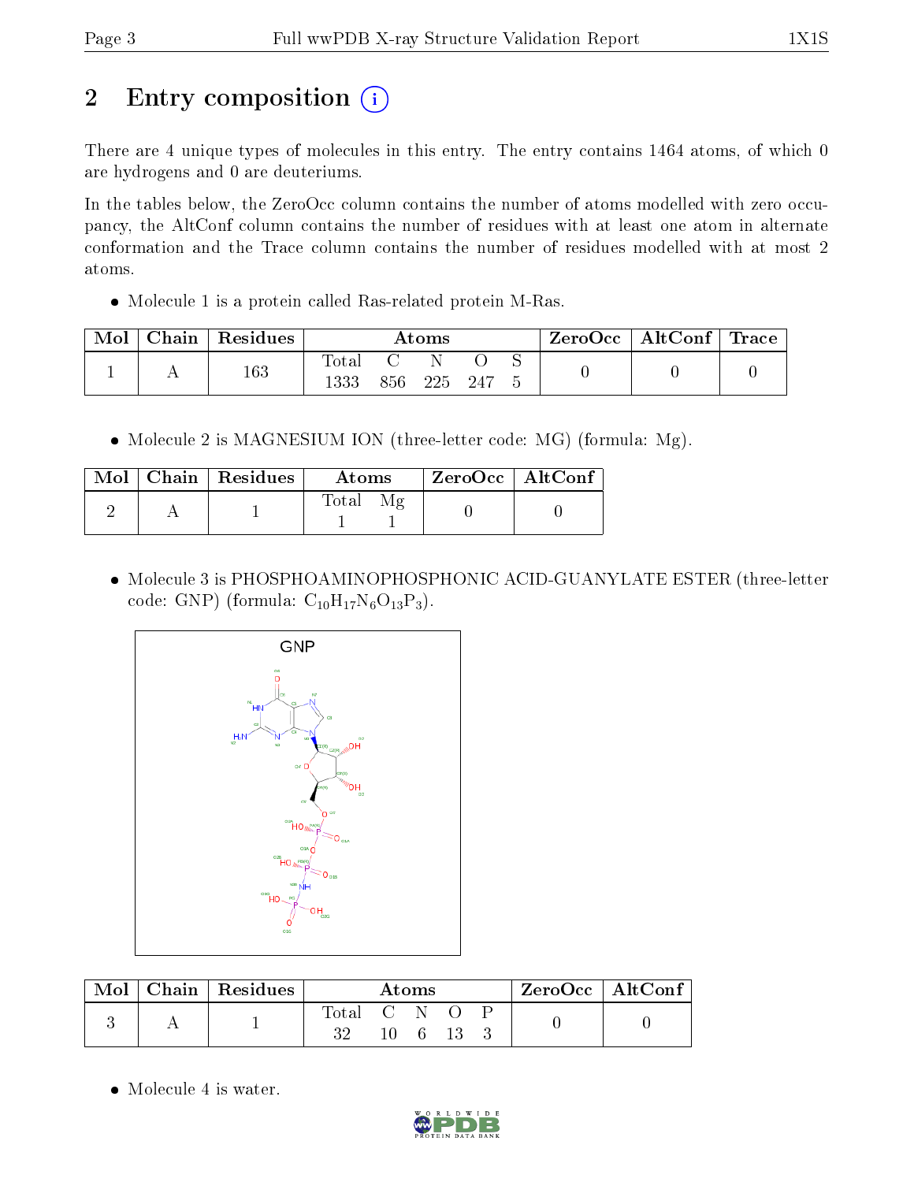# 2 Entry composition

There are 4 unique types of molecules in this entry. The entry contains 1464 atoms, of which 0 are hydrogens and 0 are deuteriums.

In the tables below, the ZeroOcc column contains the number of atoms modelled with zero occupancy, the AltConf column contains the number of residues with at least one atom in alternate conformation and the Trace column contains the number of residues modelled with at most 2 atoms.

- Molecule 1 is a protein called Ras-related protein M-Ras.

| Mol | Chain | Residues | Atoms | | | | | ZeroOcc | AltConf | Trace |
|---|---|---|---|---|---|---|---|---|---|---|
| | | | Total | C | N | O | S | | | |
| 1 | A | 163 | 1333 | 856 | 225 | 247 | 5 | 0 | 0 | 0 |

- Molecule 2 is MAGNESIUM ION (three-letter code: MG) (formula: Mg).

| Mol | Chain | Residues | Atoms | | ZeroOcc | AltConf |
|---|---|---|---|---|---|---|
| | | | Total | Mg | | |
| 2 | A | 1 | 1 | 1 | 0 | 0 |

- Molecule 3 is PHOSPHOAMINOPHOSPHONIC ACID-GUANYLATE ESTER (three-letter code: GNP) (formula: $C_{10}H_{17}N_6O_{13}P_3$).

| Mol | Chain | Residues | Atoms | | | | | ZeroOcc | AltConf |
|---|---|---|---|---|---|---|---|---|---|
| | | | Total | C | N | O | P | | |
| 3 | A | 1 | 32 | 10 | 6 | 13 | 3 | 0 | 0 |

- Molecule 4 is water.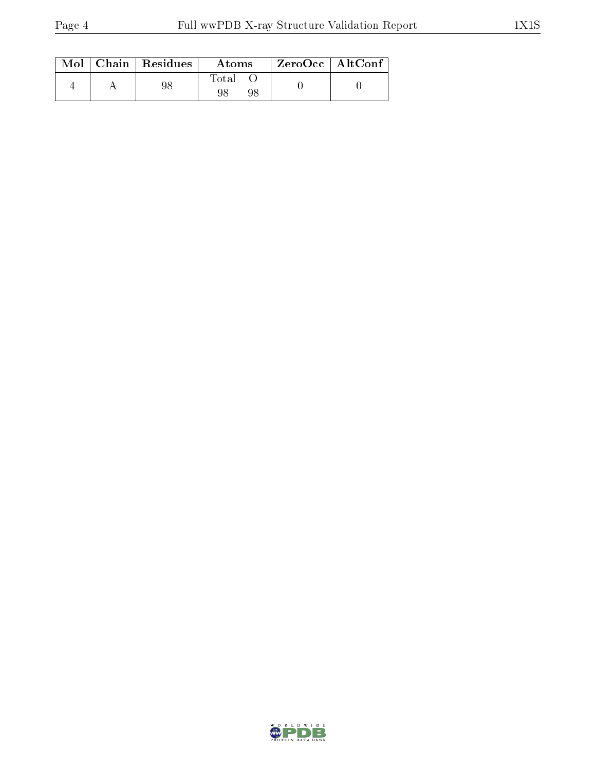| Mol | Chain | Residues | Atoms | | ZeroOcc | AltConf |
|---|---|---|---|---|---|---|
| | | | Total | O | | |
| 4 | A | 98 | 98 | 98 | 0 | 0 |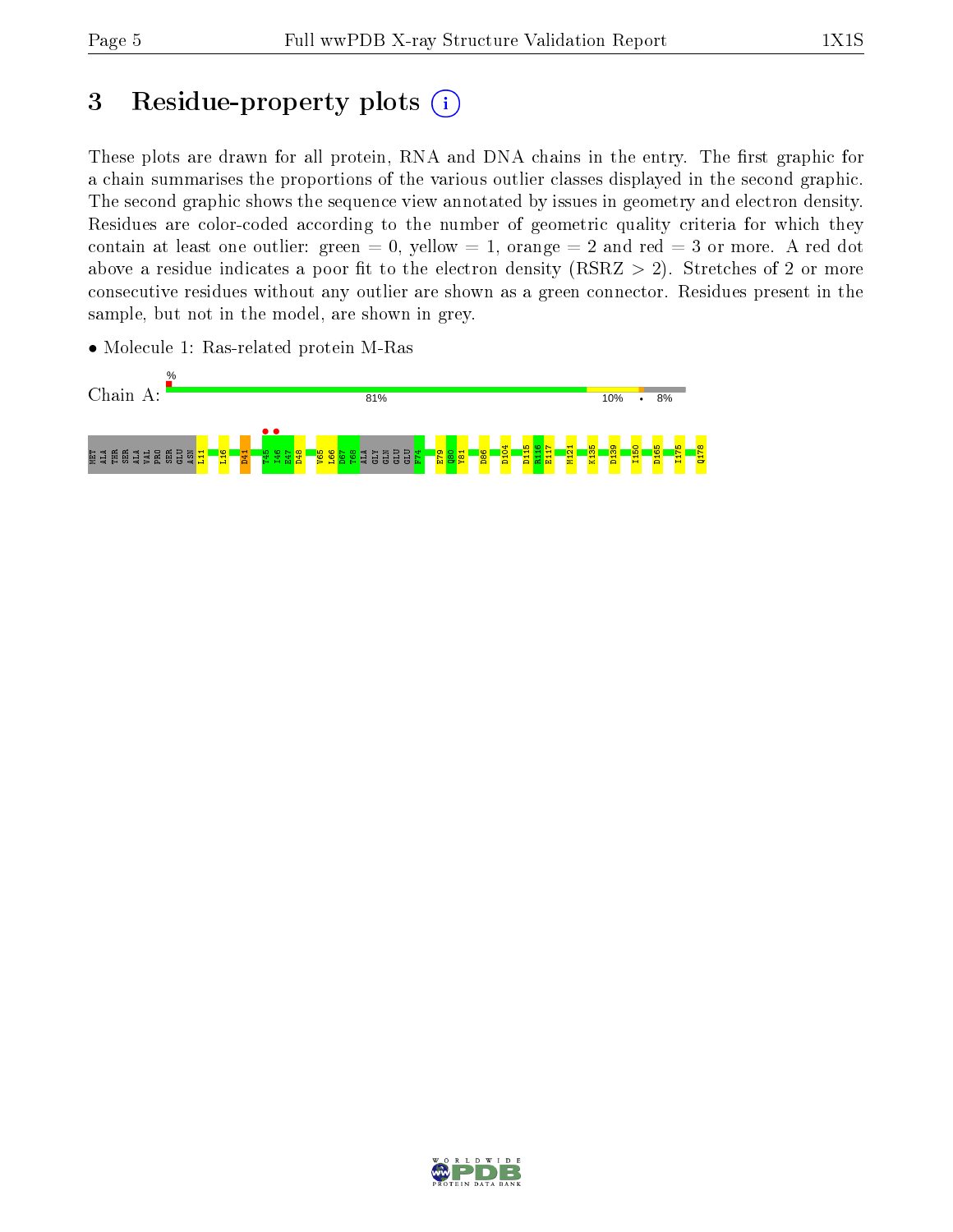# 3 Residue-property plots (i)

These plots are drawn for all protein, RNA and DNA chains in the entry. The first graphic for a chain summarises the proportions of the various outlier classes displayed in the second graphic. The second graphic shows the sequence view annotated by issues in geometry and electron density. Residues are color-coded according to the number of geometric quality criteria for which they contain at least one outlier: green = 0, yellow = 1, orange = 2 and red = 3 or more. A red dot above a residue indicates a poor fit to the electron density (RSRZ > 2). Stretches of 2 or more consecutive residues without any outlier are shown as a green connector. Residues present in the sample, but not in the model, are shown in grey.

- Molecule 1: Ras-related protein M-Ras

Chain A: % 81% 10% • 8%

MET ALA THR SER ALA VAL PRO SER GLU ASN L11 L16 D41 T45 I46 E47 D48 V65 L66 D67 T68 ALA GLY GLN GLU GLU F74 E79 Q80 Y81 D86 D104 D115 R116 E117 M121 K135 D139 I150 D165 I175 Q178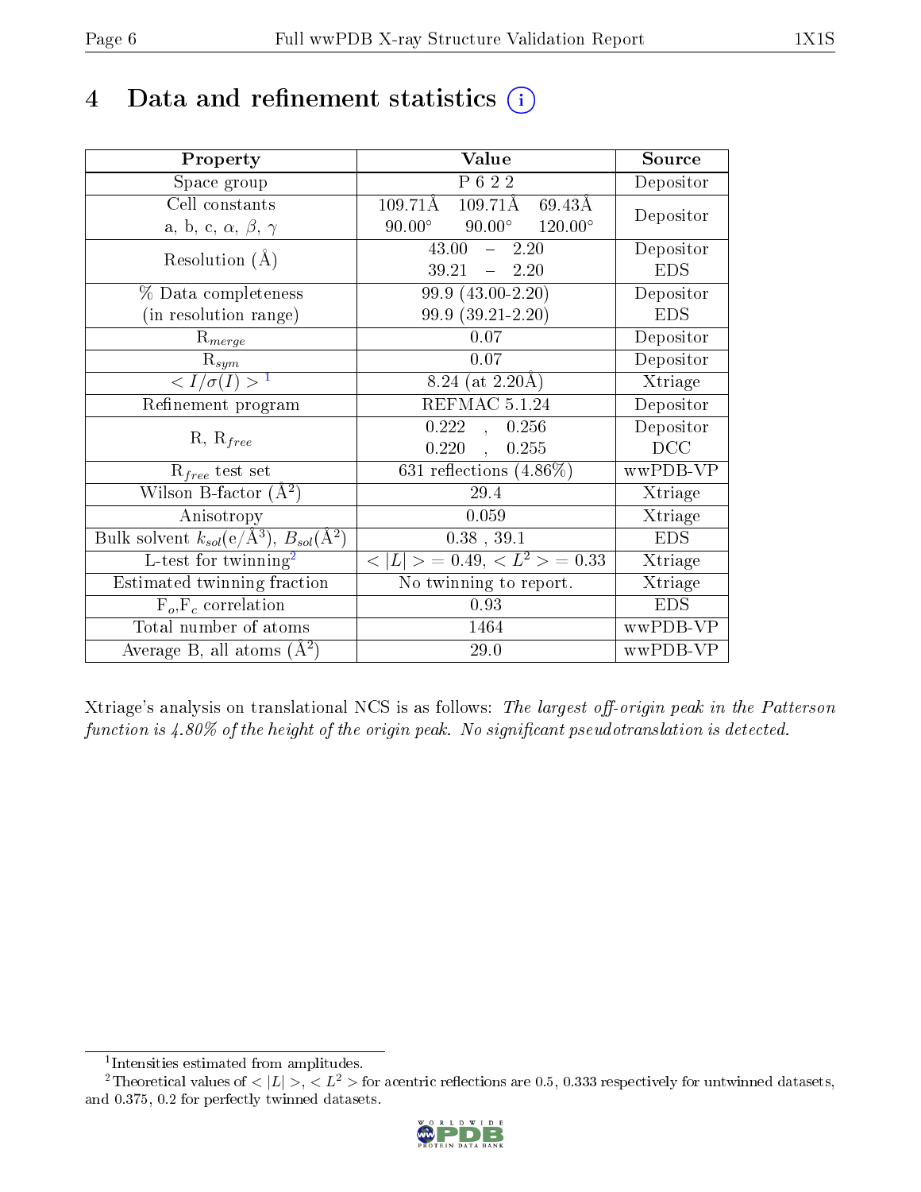# 4 Data and refinement statistics

| Property | Value | Source |
|---|---|---|
| Space group | P 6 2 2 | Depositor |
| Cell constants<br>a, b, c, $\alpha$, $\beta$, $\gamma$ | 109.71Å 109.71Å 69.43Å<br>90.00° 90.00° 120.00° | Depositor |
| Resolution (Å) | 43.00 – 2.20<br>39.21 – 2.20 | Depositor<br>EDS |
| % Data completeness<br>(in resolution range) | 99.9 (43.00-2.20)<br>99.9 (39.21-2.20) | Depositor<br>EDS |
| $R_{merge}$ | 0.07 | Depositor |
| $R_{sym}$ | 0.07 | Depositor |
| $< I/\sigma(I) >$ [1] | 8.24 (at 2.20Å) | Xtriage |
| Refinement program | REFMAC 5.1.24 | Depositor |
| R, $R_{free}$ | 0.222 , 0.256<br>0.220 , 0.255 | Depositor<br>DCC |
| $R_{free}$ test set | 631 reflections (4.86%) | wwPDB-VP |
| Wilson B-factor (Å$^2$) | 29.4 | Xtriage |
| Anisotropy | 0.059 | Xtriage |
| Bulk solvent $k_{sol}$(e/Å$^3$), $B_{sol}$(Å$^2$) | 0.38 , 39.1 | EDS |
| L-test for twinning[2] | $< \|L\| >$ = 0.49, $< L^2 >$ = 0.33 | Xtriage |
| Estimated twinning fraction | No twinning to report. | Xtriage |
| $F_o$,$F_c$ correlation | 0.93 | EDS |
| Total number of atoms | 1464 | wwPDB-VP |
| Average B, all atoms (Å$^2$) | 29.0 | wwPDB-VP |

Xtriage's analysis on translational NCS is as follows: *The largest off-origin peak in the Patterson function is 4.80% of the height of the origin peak. No significant pseudotranslation is detected.*

[1] Intensities estimated from amplitudes.

[2] Theoretical values of $< |L| >$, $< L^2 >$ for acentric reflections are 0.5, 0.333 respectively for untwinned datasets, and 0.375, 0.2 for perfectly twinned datasets.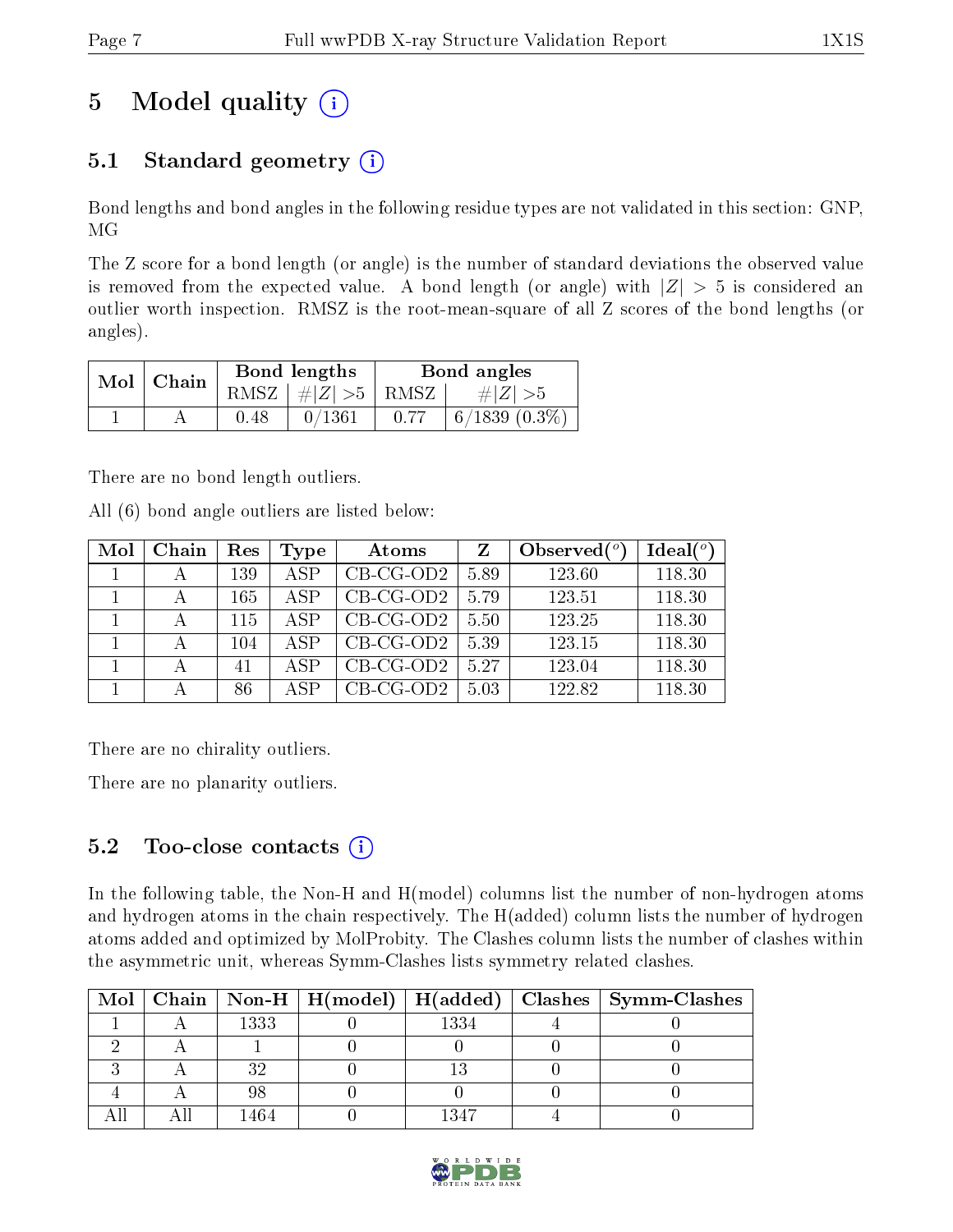# 5 Model quality (i)

## 5.1 Standard geometry (i)

Bond lengths and bond angles in the following residue types are not validated in this section: GNP, MG

The Z score for a bond length (or angle) is the number of standard deviations the observed value is removed from the expected value. A bond length (or angle) with $|Z| > 5$ is considered an outlier worth inspection. RMSZ is the root-mean-square of all Z scores of the bond lengths (or angles).

| Mol | Chain | Bond lengths | | Bond angles | |
|---|---|---|---|---|---|
| | | RMSZ | $\#\|Z\| > 5$ | RMSZ | $\#\|Z\| > 5$ |
| 1 | A | 0.48 | 0/1361 | 0.77 | 6/1839 (0.3%) |

There are no bond length outliers.

All (6) bond angle outliers are listed below:

| Mol | Chain | Res | Type | Atoms | Z | Observed(°) | Ideal(°) |
|---|---|---|---|---|---|---|---|
| 1 | A | 139 | ASP | CB-CG-OD2 | 5.89 | 123.60 | 118.30 |
| 1 | A | 165 | ASP | CB-CG-OD2 | 5.79 | 123.51 | 118.30 |
| 1 | A | 115 | ASP | CB-CG-OD2 | 5.50 | 123.25 | 118.30 |
| 1 | A | 104 | ASP | CB-CG-OD2 | 5.39 | 123.15 | 118.30 |
| 1 | A | 41 | ASP | CB-CG-OD2 | 5.27 | 123.04 | 118.30 |
| 1 | A | 86 | ASP | CB-CG-OD2 | 5.03 | 122.82 | 118.30 |

There are no chirality outliers.

There are no planarity outliers.

## 5.2 Too-close contacts (i)

In the following table, the Non-H and H(model) columns list the number of non-hydrogen atoms and hydrogen atoms in the chain respectively. The H(added) column lists the number of hydrogen atoms added and optimized by MolProbity. The Clashes column lists the number of clashes within the asymmetric unit, whereas Symm-Clashes lists symmetry related clashes.

| Mol | Chain | Non-H | H(model) | H(added) | Clashes | Symm-Clashes |
|---|---|---|---|---|---|---|
| 1 | A | 1333 | 0 | 1334 | 4 | 0 |
| 2 | A | 1 | 0 | 0 | 0 | 0 |
| 3 | A | 32 | 0 | 13 | 0 | 0 |
| 4 | A | 98 | 0 | 0 | 0 | 0 |
| All | All | 1464 | 0 | 1347 | 4 | 0 |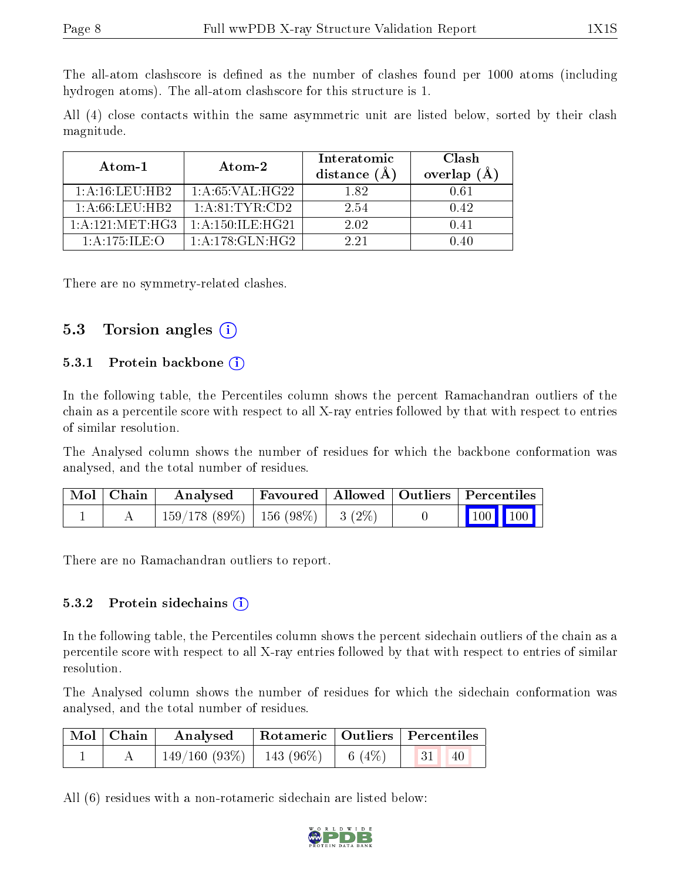The all-atom clashscore is defined as the number of clashes found per 1000 atoms (including hydrogen atoms). The all-atom clashscore for this structure is 1.

All (4) close contacts within the same asymmetric unit are listed below, sorted by their clash magnitude.

| Atom-1 | Atom-2 | Interatomic distance (Å) | Clash overlap (Å) |
|---|---|---|---|
| 1:A:16:LEU:HB2 | 1:A:65:VAL:HG22 | 1.82 | 0.61 |
| 1:A:66:LEU:HB2 | 1:A:81:TYR:CD2 | 2.54 | 0.42 |
| 1:A:121:MET:HG3 | 1:A:150:ILE:HG21 | 2.02 | 0.41 |
| 1:A:175:ILE:O | 1:A:178:GLN:HG2 | 2.21 | 0.40 |

There are no symmetry-related clashes.

## 5.3 Torsion angles

### 5.3.1 Protein backbone

In the following table, the Percentiles column shows the percent Ramachandran outliers of the chain as a percentile score with respect to all X-ray entries followed by that with respect to entries of similar resolution.

The Analysed column shows the number of residues for which the backbone conformation was analysed, and the total number of residues.

| Mol | Chain | Analysed | Favoured | Allowed | Outliers | Percentiles |
|---|---|---|---|---|---|---|
| 1 | A | 159/178 (89%) | 156 (98%) | 3 (2%) | 0 | 100 100 |

There are no Ramachandran outliers to report.

### 5.3.2 Protein sidechains

In the following table, the Percentiles column shows the percent sidechain outliers of the chain as a percentile score with respect to all X-ray entries followed by that with respect to entries of similar resolution.

The Analysed column shows the number of residues for which the sidechain conformation was analysed, and the total number of residues.

| Mol | Chain | Analysed | Rotameric | Outliers | Percentiles |
|---|---|---|---|---|---|
| 1 | A | 149/160 (93%) | 143 (96%) | 6 (4%) | 31 40 |

All (6) residues with a non-rotameric sidechain are listed below: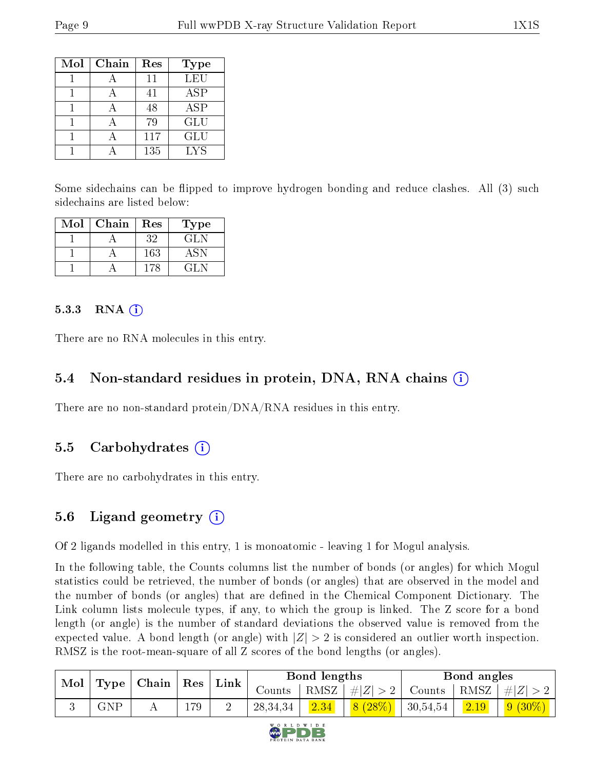| Mol | Chain | Res | Type |
| --- | --- | --- | --- |
| 1 | A | 11 | LEU |
| 1 | A | 41 | ASP |
| 1 | A | 48 | ASP |
| 1 | A | 79 | GLU |
| 1 | A | 117 | GLU |
| 1 | A | 135 | LYS |

Some sidechains can be flipped to improve hydrogen bonding and reduce clashes. All (3) such sidechains are listed below:

| Mol | Chain | Res | Type |
| --- | --- | --- | --- |
| 1 | A | 32 | GLN |
| 1 | A | 163 | ASN |
| 1 | A | 178 | GLN |

#### 5.3.3 RNA

There are no RNA molecules in this entry.

### 5.4 Non-standard residues in protein, DNA, RNA chains

There are no non-standard protein/DNA/RNA residues in this entry.

### 5.5 Carbohydrates

There are no carbohydrates in this entry.

### 5.6 Ligand geometry

Of 2 ligands modelled in this entry, 1 is monoatomic - leaving 1 for Mogul analysis.

In the following table, the Counts columns list the number of bonds (or angles) for which Mogul statistics could be retrieved, the number of bonds (or angles) that are observed in the model and the number of bonds (or angles) that are defined in the Chemical Component Dictionary. The Link column lists molecule types, if any, to which the group is linked. The Z score for a bond length (or angle) is the number of standard deviations the observed value is removed from the expected value. A bond length (or angle) with $|Z| > 2$ is considered an outlier worth inspection. RMSZ is the root-mean-square of all Z scores of the bond lengths (or angles).

| Mol | Type | Chain | Res | Link | Bond lengths | | | Bond angles | | |
| --- | --- | --- | --- | --- | --- | --- | --- | --- | --- | --- |
| | | | | | Counts | RMSZ | $\#\|Z\| > 2$ | Counts | RMSZ | $\#\|Z\| > 2$ |
| 3 | GNP | A | 179 | 2 | 28,34,34 | 2.34 | 8 (28%) | 30,54,54 | 2.19 | 9 (30%) |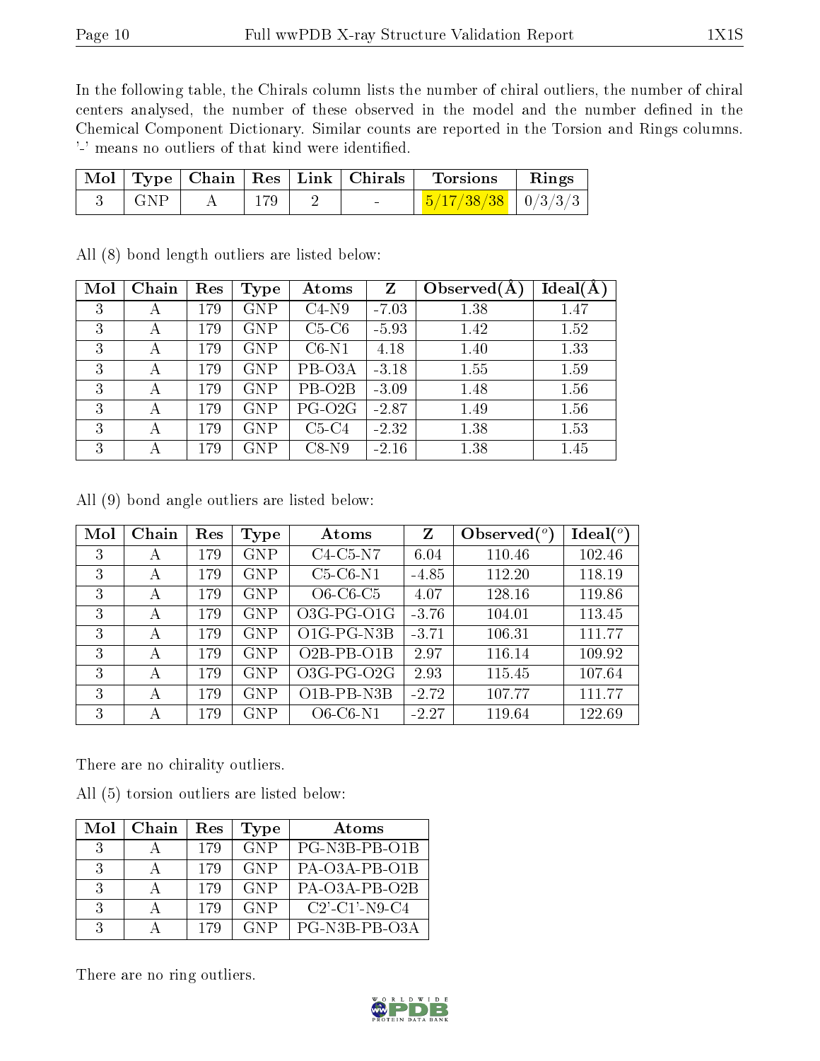In the following table, the Chirals column lists the number of chiral outliers, the number of chiral centers analysed, the number of these observed in the model and the number defined in the Chemical Component Dictionary. Similar counts are reported in the Torsion and Rings columns. '-' means no outliers of that kind were identified.

| Mol | Type | Chain | Res | Link | Chirals | Torsions | Rings |
|---|---|---|---|---|---|---|---|
| 3 | GNP | A | 179 | 2 | - | 5/17/38/38 | 0/3/3/3 |

All (8) bond length outliers are listed below:

| Mol | Chain | Res | Type | Atoms | Z | Observed(Å) | Ideal(Å) |
|---|---|---|---|---|---|---|---|
| 3 | A | 179 | GNP | C4-N9 | -7.03 | 1.38 | 1.47 |
| 3 | A | 179 | GNP | C5-C6 | -5.93 | 1.42 | 1.52 |
| 3 | A | 179 | GNP | C6-N1 | 4.18 | 1.40 | 1.33 |
| 3 | A | 179 | GNP | PB-O3A | -3.18 | 1.55 | 1.59 |
| 3 | A | 179 | GNP | PB-O2B | -3.09 | 1.48 | 1.56 |
| 3 | A | 179 | GNP | PG-O2G | -2.87 | 1.49 | 1.56 |
| 3 | A | 179 | GNP | C5-C4 | -2.32 | 1.38 | 1.53 |
| 3 | A | 179 | GNP | C8-N9 | -2.16 | 1.38 | 1.45 |

All (9) bond angle outliers are listed below:

| Mol | Chain | Res | Type | Atoms | Z | Observed(°) | Ideal(°) |
|---|---|---|---|---|---|---|---|
| 3 | A | 179 | GNP | C4-C5-N7 | 6.04 | 110.46 | 102.46 |
| 3 | A | 179 | GNP | C5-C6-N1 | -4.85 | 112.20 | 118.19 |
| 3 | A | 179 | GNP | O6-C6-C5 | 4.07 | 128.16 | 119.86 |
| 3 | A | 179 | GNP | O3G-PG-O1G | -3.76 | 104.01 | 113.45 |
| 3 | A | 179 | GNP | O1G-PG-N3B | -3.71 | 106.31 | 111.77 |
| 3 | A | 179 | GNP | O2B-PB-O1B | 2.97 | 116.14 | 109.92 |
| 3 | A | 179 | GNP | O3G-PG-O2G | 2.93 | 115.45 | 107.64 |
| 3 | A | 179 | GNP | O1B-PB-N3B | -2.72 | 107.77 | 111.77 |
| 3 | A | 179 | GNP | O6-C6-N1 | -2.27 | 119.64 | 122.69 |

There are no chirality outliers.

All (5) torsion outliers are listed below:

| Mol | Chain | Res | Type | Atoms |
|---|---|---|---|---|
| 3 | A | 179 | GNP | PG-N3B-PB-O1B |
| 3 | A | 179 | GNP | PA-O3A-PB-O1B |
| 3 | A | 179 | GNP | PA-O3A-PB-O2B |
| 3 | A | 179 | GNP | C2'-C1'-N9-C4 |
| 3 | A | 179 | GNP | PG-N3B-PB-O3A |

There are no ring outliers.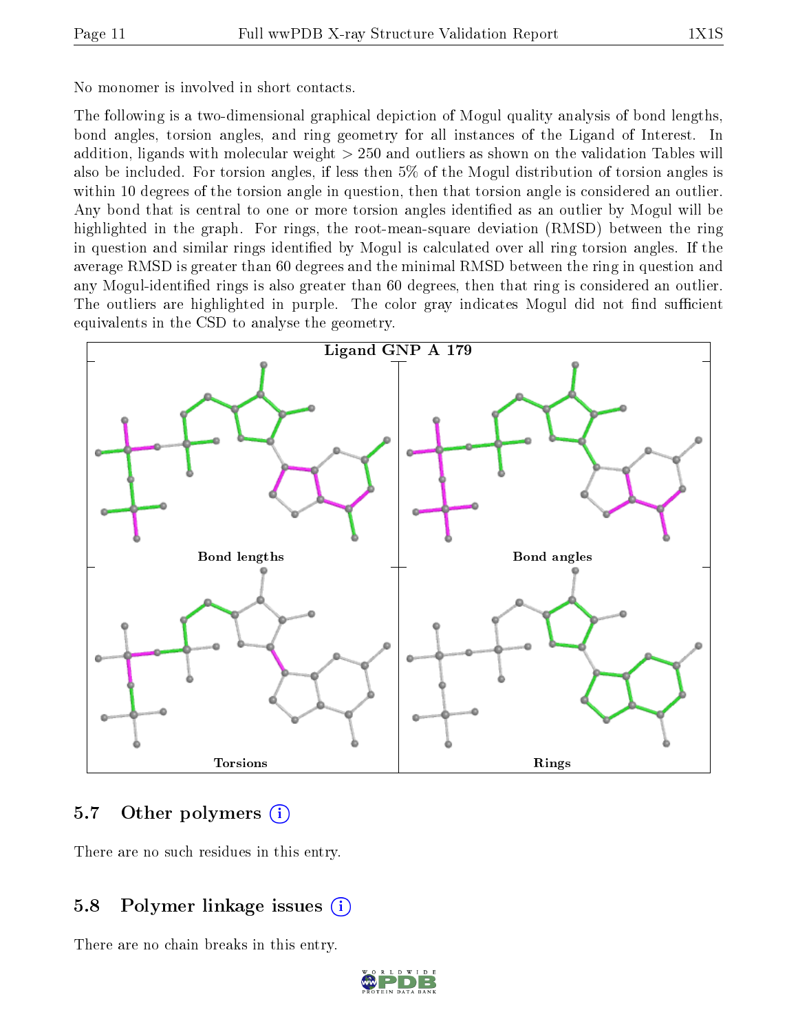No monomer is involved in short contacts.

The following is a two-dimensional graphical depiction of Mogul quality analysis of bond lengths, bond angles, torsion angles, and ring geometry for all instances of the Ligand of Interest. In addition, ligands with molecular weight > 250 and outliers as shown on the validation Tables will also be included. For torsion angles, if less then 5% of the Mogul distribution of torsion angles is within 10 degrees of the torsion angle in question, then that torsion angle is considered an outlier. Any bond that is central to one or more torsion angles identified as an outlier by Mogul will be highlighted in the graph. For rings, the root-mean-square deviation (RMSD) between the ring in question and similar rings identified by Mogul is calculated over all ring torsion angles. If the average RMSD is greater than 60 degrees and the minimal RMSD between the ring in question and any Mogul-identified rings is also greater than 60 degrees, then that ring is considered an outlier. The outliers are highlighted in purple. The color gray indicates Mogul did not find sufficient equivalents in the CSD to analyse the geometry.

**Ligand GNP A 179**

Bond lengths

Bond angles

Torsions

Rings

## 5.7 Other polymers

There are no such residues in this entry.

## 5.8 Polymer linkage issues

There are no chain breaks in this entry.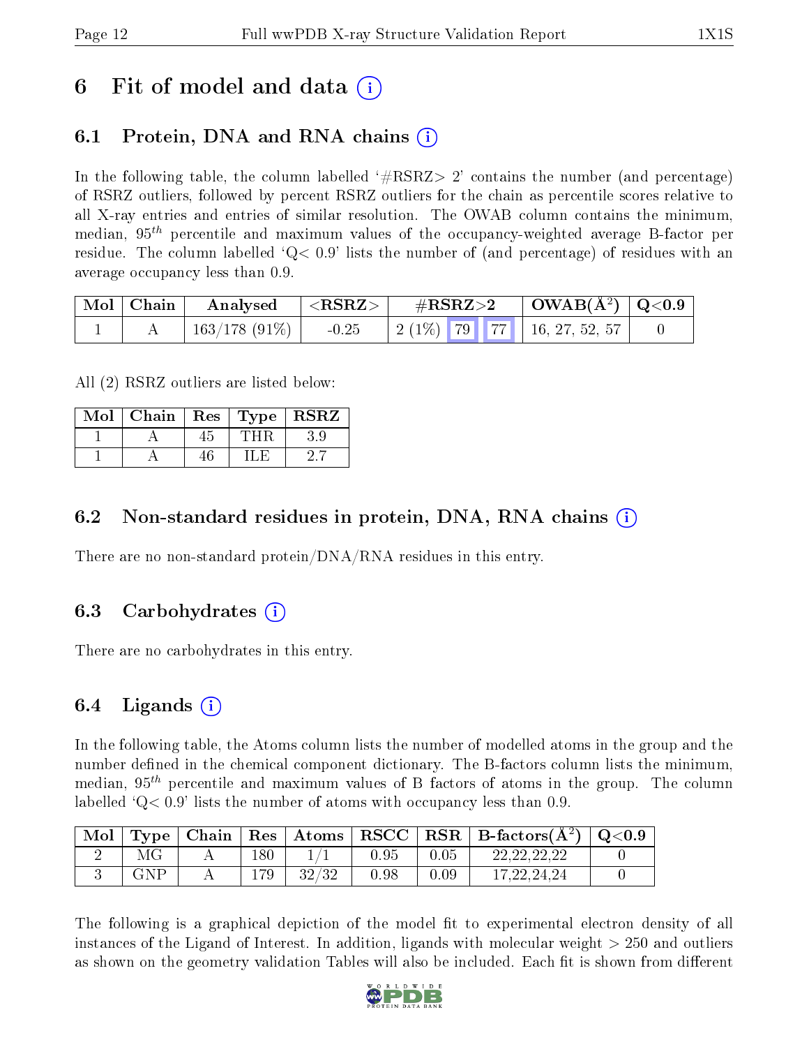# 6 Fit of model and data (i)

## 6.1 Protein, DNA and RNA chains (i)

In the following table, the column labelled '#RSRZ> 2' contains the number (and percentage) of RSRZ outliers, followed by percent RSRZ outliers for the chain as percentile scores relative to all X-ray entries and entries of similar resolution. The OWAB column contains the minimum, median, $95^{th}$ percentile and maximum values of the occupancy-weighted average B-factor per residue. The column labelled 'Q< 0.9' lists the number of (and percentage) of residues with an average occupancy less than 0.9.

| Mol | Chain | Analysed | <RSRZ> | #RSRZ>2 | OWAB(Å$^2$) | Q<0.9 |
|---|---|---|---|---|---|---|
| 1 | A | 163/178 (91%) | -0.25 | 2 (1%) 79 77 | 16, 27, 52, 57 | 0 |

All (2) RSRZ outliers are listed below:

| Mol | Chain | Res | Type | RSRZ |
|---|---|---|---|---|
| 1 | A | 45 | THR | 3.9 |
| 1 | A | 46 | ILE | 2.7 |

## 6.2 Non-standard residues in protein, DNA, RNA chains (i)

There are no non-standard protein/DNA/RNA residues in this entry.

## 6.3 Carbohydrates (i)

There are no carbohydrates in this entry.

## 6.4 Ligands (i)

In the following table, the Atoms column lists the number of modelled atoms in the group and the number defined in the chemical component dictionary. The B-factors column lists the minimum, median, $95^{th}$ percentile and maximum values of B factors of atoms in the group. The column labelled 'Q< 0.9' lists the number of atoms with occupancy less than 0.9.

| Mol | Type | Chain | Res | Atoms | RSCC | RSR | B-factors(Å$^2$) | Q<0.9 |
|---|---|---|---|---|---|---|---|---|
| 2 | MG | A | 180 | 1/1 | 0.95 | 0.05 | 22,22,22,22 | 0 |
| 3 | GNP | A | 179 | 32/32 | 0.98 | 0.09 | 17,22,24,24 | 0 |

The following is a graphical depiction of the model fit to experimental electron density of all instances of the Ligand of Interest. In addition, ligands with molecular weight > 250 and outliers as shown on the geometry validation Tables will also be included. Each fit is shown from different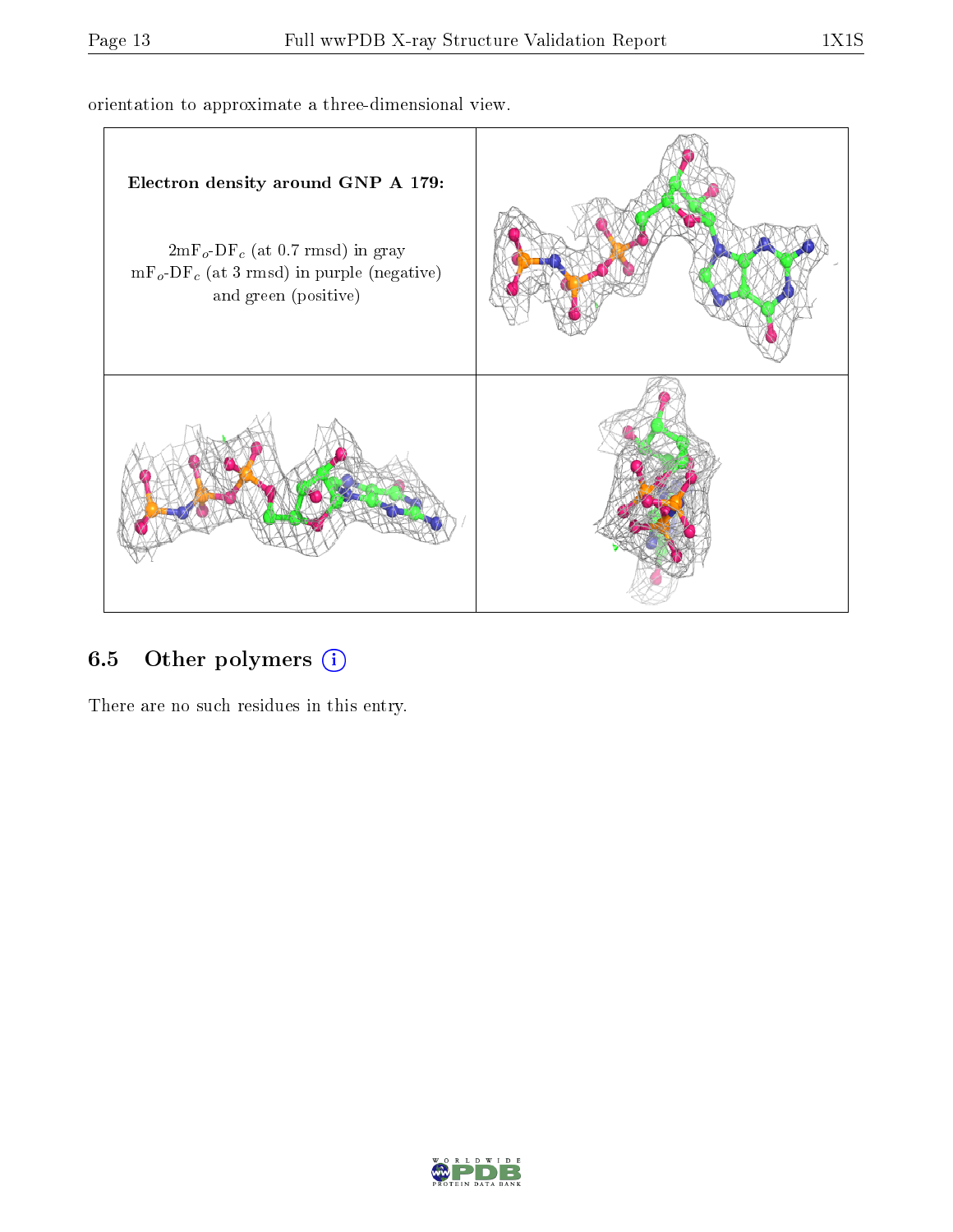orientation to approximate a three-dimensional view.

**Electron density around GNP A 179:**

$2mF_o$-$DF_c$ (at 0.7 rmsd) in gray
$mF_o$-$DF_c$ (at 3 rmsd) in purple (negative)
and green (positive)

## 6.5 Other polymers

There are no such residues in this entry.